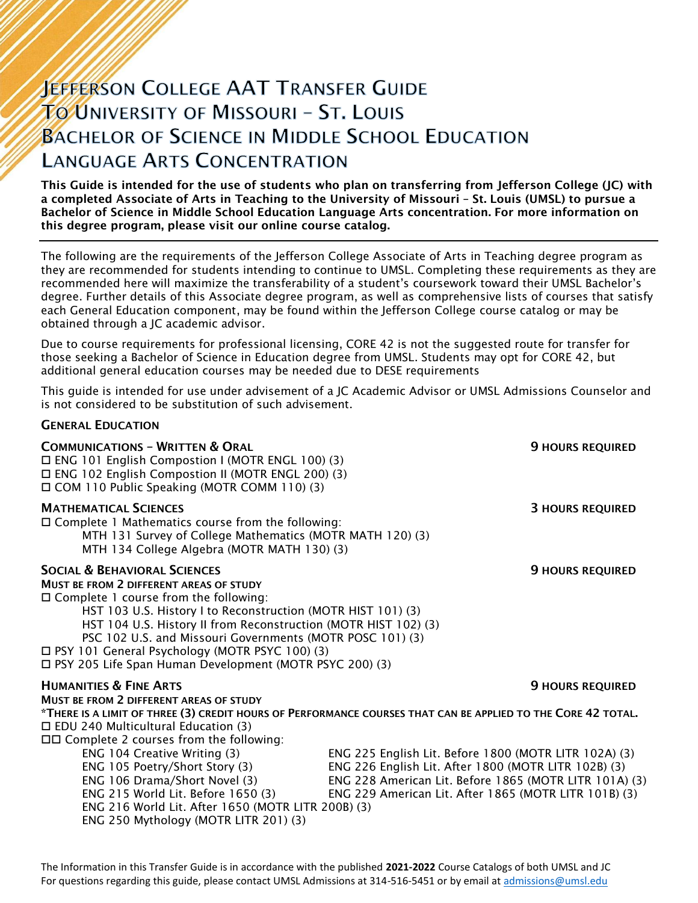// Jefferson College AAT Transfer Guide — page 1 of 2

# Jefferson College AAT Transfer Guide To University of Missouri – St. Louis Bachelor of Science in Middle School Education Language Arts Concentration

**This Guide is intended for the use of students who plan on transferring from Jefferson College (JC) with a completed Associate of Arts in Teaching to the University of Missouri – St. Louis (UMSL) to pursue a Bachelor of Science in Middle School Education Language Arts concentration. For more information on this degree program, please visit our online course catalog.**

---

The following are the requirements of the Jefferson College Associate of Arts in Teaching degree program as they are recommended for students intending to continue to UMSL. Completing these requirements as they are recommended here will maximize the transferability of a student's coursework toward their UMSL Bachelor's degree. Further details of this Associate degree program, as well as comprehensive lists of courses that satisfy each General Education component, may be found within the Jefferson College course catalog or may be obtained through a JC academic advisor.

Due to course requirements for professional licensing, CORE 42 is not the suggested route for transfer for those seeking a Bachelor of Science in Education degree from UMSL. Students may opt for CORE 42, but additional general education courses may be needed due to DESE requirements

This guide is intended for use under advisement of a JC Academic Advisor or UMSL Admissions Counselor and is not considered to be substitution of such advisement.

## General Education

### Communications – Written & Oral — 9 Hours Required

- ☐ ENG 101 English Compostion I (MOTR ENGL 100) (3)
- ☐ ENG 102 English Compostion II (MOTR ENGL 200) (3)
- ☐ COM 110 Public Speaking (MOTR COMM 110) (3)

### Mathematical Sciences — 3 Hours Required

- ☐ Complete 1 Mathematics course from the following:
  - MTH 131 Survey of College Mathematics (MOTR MATH 120) (3)
  - MTH 134 College Algebra (MOTR MATH 130) (3)

### Social & Behavioral Sciences — 9 Hours Required

**Must be from 2 different areas of study**

- ☐ Complete 1 course from the following:
  - HST 103 U.S. History I to Reconstruction (MOTR HIST 101) (3)
  - HST 104 U.S. History II from Reconstruction (MOTR HIST 102) (3)
  - PSC 102 U.S. and Missouri Governments (MOTR POSC 101) (3)
- ☐ PSY 101 General Psychology (MOTR PSYC 100) (3)
- ☐ PSY 205 Life Span Human Development (MOTR PSYC 200) (3)

### Humanities & Fine Arts — 9 Hours Required

**Must be from 2 different areas of study**

***There is a limit of three (3) credit hours of Performance courses that can be applied to the Core 42 total.**

- ☐ EDU 240 Multicultural Education (3)
- ☐☐ Complete 2 courses from the following:
  - ENG 104 Creative Writing (3)
  - ENG 105 Poetry/Short Story (3)
  - ENG 106 Drama/Short Novel (3)
  - ENG 215 World Lit. Before 1650 (3)
  - ENG 216 World Lit. After 1650 (MOTR LITR 200B) (3)
  - ENG 250 Mythology (MOTR LITR 201) (3)
  - ENG 225 English Lit. Before 1800 (MOTR LITR 102A) (3)
  - ENG 226 English Lit. After 1800 (MOTR LITR 102B) (3)
  - ENG 228 American Lit. Before 1865 (MOTR LITR 101A) (3)
  - ENG 229 American Lit. After 1865 (MOTR LITR 101B) (3)

The Information in this Transfer Guide is in accordance with the published **2021-2022** Course Catalogs of both UMSL and JC
For questions regarding this guide, please contact UMSL Admissions at 314-516-5451 or by email at admissions@umsl.edu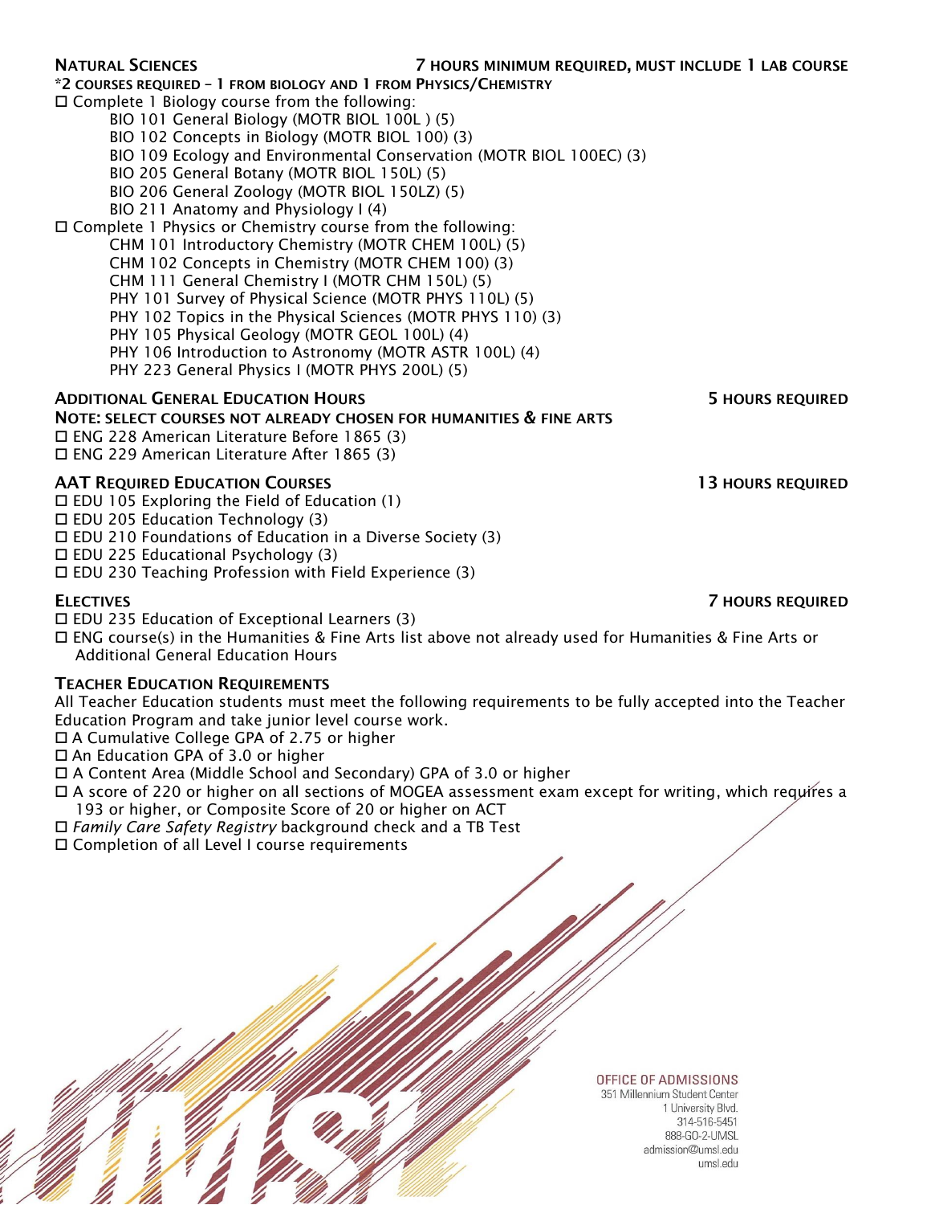## Natural Sciences — 7 hours minimum required, must include 1 lab course

**\*2 courses required – 1 from Biology and 1 from Physics/Chemistry**

- ☐ Complete 1 Biology course from the following:
  - BIO 101 General Biology (MOTR BIOL 100L ) (5)
  - BIO 102 Concepts in Biology (MOTR BIOL 100) (3)
  - BIO 109 Ecology and Environmental Conservation (MOTR BIOL 100EC) (3)
  - BIO 205 General Botany (MOTR BIOL 150L) (5)
  - BIO 206 General Zoology (MOTR BIOL 150LZ) (5)
  - BIO 211 Anatomy and Physiology I (4)
- ☐ Complete 1 Physics or Chemistry course from the following:
  - CHM 101 Introductory Chemistry (MOTR CHEM 100L) (5)
  - CHM 102 Concepts in Chemistry (MOTR CHEM 100) (3)
  - CHM 111 General Chemistry I (MOTR CHM 150L) (5)
  - PHY 101 Survey of Physical Science (MOTR PHYS 110L) (5)
  - PHY 102 Topics in the Physical Sciences (MOTR PHYS 110) (3)
  - PHY 105 Physical Geology (MOTR GEOL 100L) (4)
  - PHY 106 Introduction to Astronomy (MOTR ASTR 100L) (4)
  - PHY 223 General Physics I (MOTR PHYS 200L) (5)

## Additional General Education Hours — 5 hours required

**Note: select courses not already chosen for Humanities & Fine Arts**

- ☐ ENG 228 American Literature Before 1865 (3)
- ☐ ENG 229 American Literature After 1865 (3)

## AAT Required Education Courses — 13 hours required

- ☐ EDU 105 Exploring the Field of Education (1)
- ☐ EDU 205 Education Technology (3)
- ☐ EDU 210 Foundations of Education in a Diverse Society (3)
- ☐ EDU 225 Educational Psychology (3)
- ☐ EDU 230 Teaching Profession with Field Experience (3)

## Electives — 7 hours required

- ☐ EDU 235 Education of Exceptional Learners (3)
- ☐ ENG course(s) in the Humanities & Fine Arts list above not already used for Humanities & Fine Arts or Additional General Education Hours

## Teacher Education Requirements

All Teacher Education students must meet the following requirements to be fully accepted into the Teacher Education Program and take junior level course work.

- ☐ A Cumulative College GPA of 2.75 or higher
- ☐ An Education GPA of 3.0 or higher
- ☐ A Content Area (Middle School and Secondary) GPA of 3.0 or higher
- ☐ A score of 220 or higher on all sections of MOGEA assessment exam except for writing, which requires a 193 or higher, or Composite Score of 20 or higher on ACT
- ☐ *Family Care Safety Registry* background check and a TB Test
- ☐ Completion of all Level I course requirements

OFFICE OF ADMISSIONS
351 Millennium Student Center
1 University Blvd.
314-516-5451
888-GO-2-UMSL
admission@umsl.edu
umsl.edu